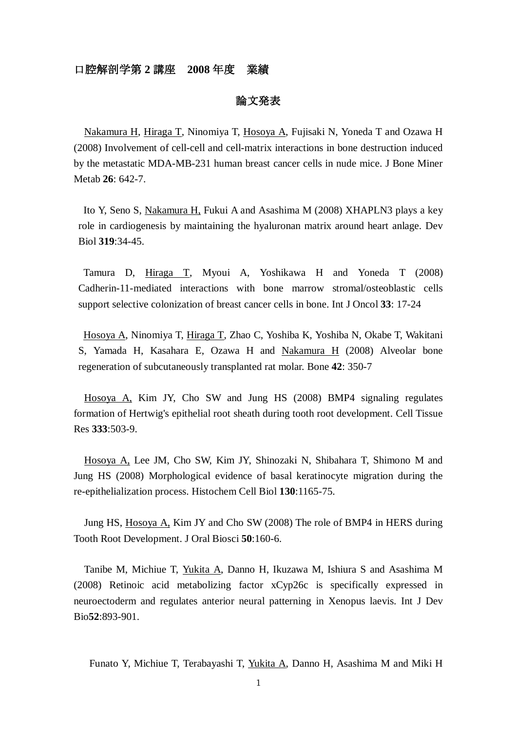# 口腔解剖学第 2 講座　2008 年度　業績

## 論文発表

Nakamura H, Hiraga T, Ninomiya T, Hosoya A, Fujisaki N, Yoneda T and Ozawa H (2008) Involvement of cell-cell and cell-matrix interactions in bone destruction induced by the metastatic MDA-MB-231 human breast cancer cells in nude mice. J Bone Miner Metab **26**: 642-7.

Ito Y, Seno S, Nakamura H, Fukui A and Asashima M (2008) XHAPLN3 plays a key role in cardiogenesis by maintaining the hyaluronan matrix around heart anlage. Dev Biol **319**:34-45.

Tamura D, Hiraga T, Myoui A, Yoshikawa H and Yoneda T (2008) Cadherin-11-mediated interactions with bone marrow stromal/osteoblastic cells support selective colonization of breast cancer cells in bone. Int J Oncol **33**: 17-24

Hosoya A, Ninomiya T, Hiraga T, Zhao C, Yoshiba K, Yoshiba N, Okabe T, Wakitani S, Yamada H, Kasahara E, Ozawa H and Nakamura H (2008) Alveolar bone regeneration of subcutaneously transplanted rat molar. Bone **42**: 350-7

Hosoya A, Kim JY, Cho SW and Jung HS (2008) BMP4 signaling regulates formation of Hertwig's epithelial root sheath during tooth root development. Cell Tissue Res **333**:503-9.

Hosoya A, Lee JM, Cho SW, Kim JY, Shinozaki N, Shibahara T, Shimono M and Jung HS (2008) Morphological evidence of basal keratinocyte migration during the re-epithelialization process. Histochem Cell Biol **130**:1165-75.

Jung HS, Hosoya A, Kim JY and Cho SW (2008) The role of BMP4 in HERS during Tooth Root Development. J Oral Biosci **50**:160-6.

Tanibe M, Michiue T, Yukita A, Danno H, Ikuzawa M, Ishiura S and Asashima M (2008) Retinoic acid metabolizing factor xCyp26c is specifically expressed in neuroectoderm and regulates anterior neural patterning in Xenopus laevis. Int J Dev Bio**52**:893-901.

Funato Y, Michiue T, Terabayashi T, Yukita A, Danno H, Asashima M and Miki H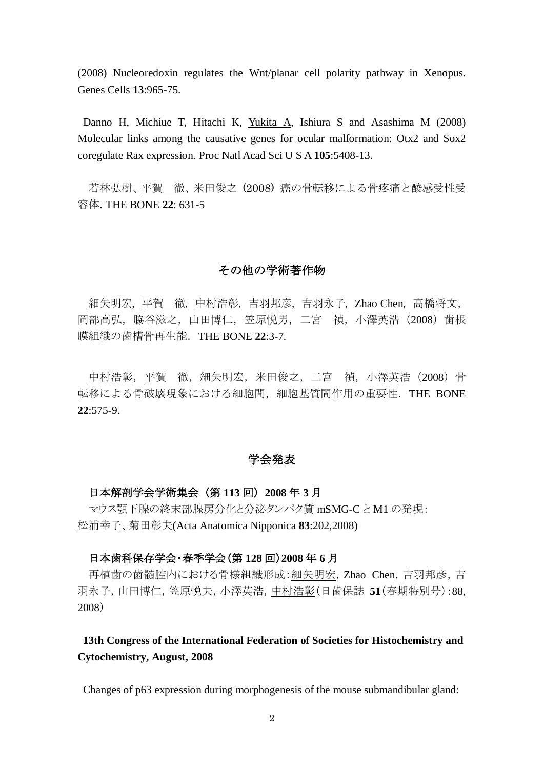(2008) Nucleoredoxin regulates the Wnt/planar cell polarity pathway in Xenopus. Genes Cells **13**:965-75.

Danno H, Michiue T, Hitachi K, Yukita A, Ishiura S and Asashima M (2008) Molecular links among the causative genes for ocular malformation: Otx2 and Sox2 coregulate Rax expression. Proc Natl Acad Sci U S A **105**:5408-13.

若林弘樹、平賀　徹、米田俊之（2008）癌の骨転移による骨疼痛と酸感受性受容体. THE BONE **22**: 631-5

## その他の学術著作物

細矢明宏, 平賀　徹, 中村浩彰, 吉羽邦彦, 吉羽永子, Zhao Chen, 高橋将文, 岡部高弘, 脇谷滋之, 山田博仁, 笠原悦男, 二宮　禎, 小澤英浩（2008）歯根膜組織の歯槽骨再生能．THE BONE **22**:3-7.

中村浩彰, 平賀　徹, 細矢明宏, 米田俊之, 二宮　禎, 小澤英浩（2008）骨転移による骨破壊現象における細胞間，細胞基質間作用の重要性．THE BONE **22**:575-9.

## 学会発表

### 日本解剖学会学術集会（第 113 回）2008 年 3 月

マウス顎下腺の終末部腺房分化と分泌タンパク質 mSMG-C と M1 の発現：松浦幸子、菊田彰夫(Acta Anatomica Nipponica **83**:202,2008)

### 日本歯科保存学会・春季学会（第 128 回）2008 年 6 月

再植歯の歯髄腔内における骨様組織形成：細矢明宏, Zhao Chen, 吉羽邦彦, 吉羽永子, 山田博仁, 笠原悦夫, 小澤英浩, 中村浩彰（日歯保誌 **51**（春期特別号）:88, 2008）

### 13th Congress of the International Federation of Societies for Histochemistry and Cytochemistry, August, 2008

Changes of p63 expression during morphogenesis of the mouse submandibular gland: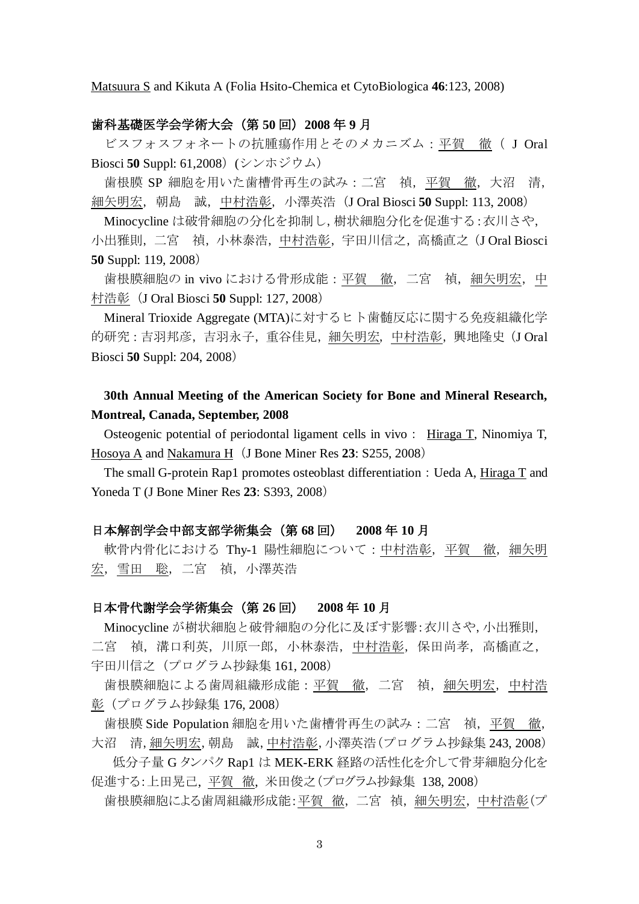Matsuura S and Kikuta A (Folia Hsito-Chemica et CytoBiologica **46**:123, 2008)

**歯科基礎医学会学術大会（第 50 回）2008 年 9 月**

ビスフォスフォネートの抗腫瘍作用とそのメカニズム：平賀　徹（ J Oral Biosci **50** Suppl: 61,2008）(シンホジウム)

歯根膜 SP 細胞を用いた歯槽骨再生の試み：二宮　禎，平賀　徹，大沼　清，細矢明宏，朝島　誠，中村浩彰，小澤英浩（J Oral Biosci **50** Suppl: 113, 2008）

Minocycline は破骨細胞の分化を抑制し，樹状細胞分化を促進する：衣川さや，小出雅則，二宮　禎，小林泰浩，中村浩彰，宇田川信之，高橋直之（J Oral Biosci **50** Suppl: 119, 2008）

歯根膜細胞の in vivo における骨形成能：平賀　徹，二宮　禎，細矢明宏，中村浩彰（J Oral Biosci **50** Suppl: 127, 2008）

Mineral Trioxide Aggregate (MTA)に対するヒト歯髄反応に関する免疫組織化学的研究：吉羽邦彦，吉羽永子，重谷佳見，細矢明宏，中村浩彰，興地隆史（J Oral Biosci **50** Suppl: 204, 2008）

**30th Annual Meeting of the American Society for Bone and Mineral Research, Montreal, Canada, September, 2008**

Osteogenic potential of periodontal ligament cells in vivo： Hiraga T, Ninomiya T, Hosoya A and Nakamura H（J Bone Miner Res **23**: S255, 2008）

The small G-protein Rap1 promotes osteoblast differentiation：Ueda A, Hiraga T and Yoneda T (J Bone Miner Res **23**: S393, 2008）

**日本解剖学会中部支部学術集会（第 68 回）　2008 年 10 月**

軟骨内骨化における Thy-1 陽性細胞について：中村浩彰，平賀　徹，細矢明宏，雪田　聡，二宮　禎，小澤英浩

**日本骨代謝学会学術集会（第 26 回）　2008 年 10 月**

Minocycline が樹状細胞と破骨細胞の分化に及ぼす影響：衣川さや，小出雅則，二宮　禎，溝口利英，川原一郎，小林泰浩，中村浩彰，保田尚孝，高橋直之，宇田川信之（プログラム抄録集 161, 2008）

歯根膜細胞による歯周組織形成能：平賀　徹，二宮　禎，細矢明宏，中村浩彰（プログラム抄録集 176, 2008）

歯根膜 Side Population 細胞を用いた歯槽骨再生の試み：二宮　禎，平賀　徹，大沼　清，細矢明宏，朝島　誠，中村浩彰，小澤英浩（プログラム抄録集 243, 2008）

低分子量 G タンパク Rap1 は MEK-ERK 経路の活性化を介して骨芽細胞分化を促進する：上田晃己，平賀　徹，米田俊之（プログラム抄録集 138, 2008）

歯根膜細胞による歯周組織形成能：平賀　徹，二宮　禎，細矢明宏，中村浩彰（プ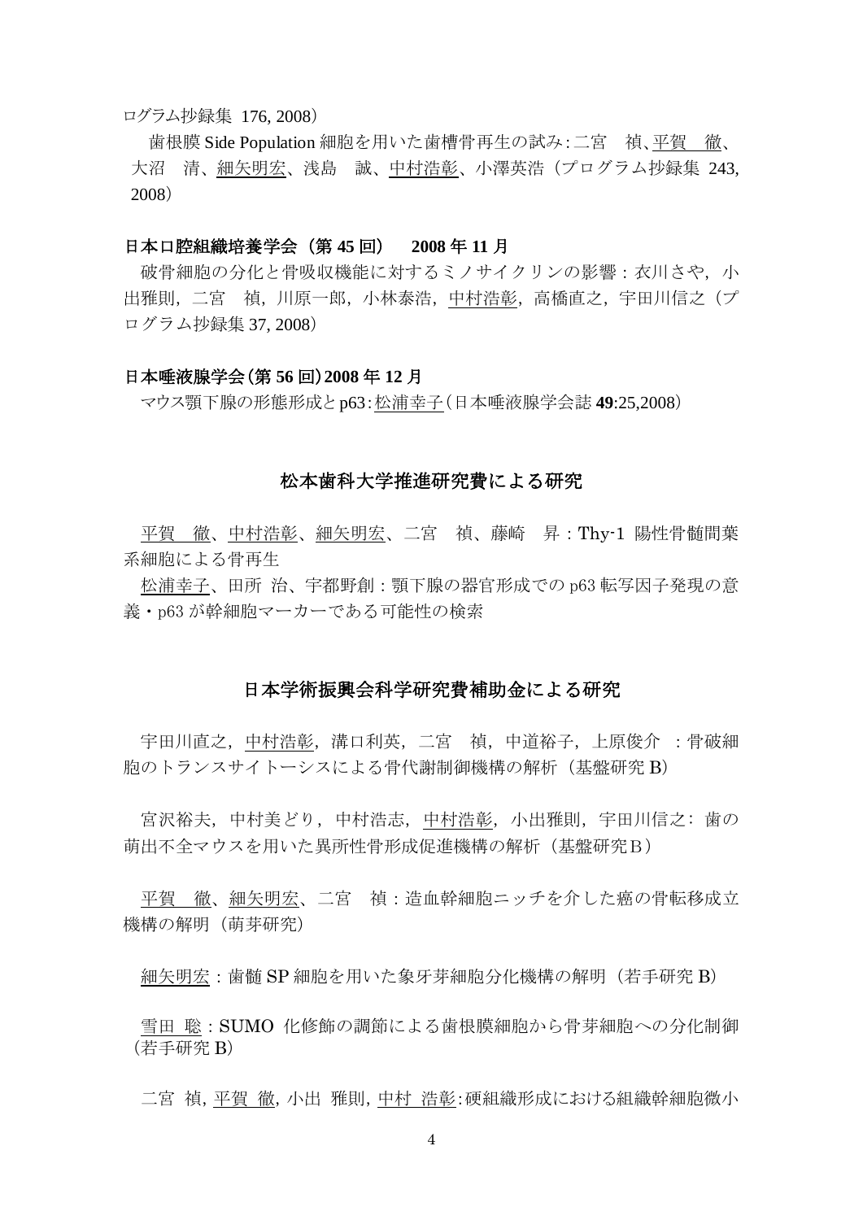ログラム抄録集 176, 2008）

歯根膜 Side Population 細胞を用いた歯槽骨再生の試み：二宮　禎、平賀　徹、大沼　清、細矢明宏、浅島　誠、中村浩彰、小澤英浩（プログラム抄録集 243, 2008）

**日本口腔組織培養学会（第 45 回）　2008 年 11 月**

破骨細胞の分化と骨吸収機能に対するミノサイクリンの影響：衣川さや，小出雅則，二宮　禎，川原一郎，小林泰浩，中村浩彰，高橋直之，宇田川信之（プログラム抄録集 37, 2008）

**日本唾液腺学会（第 56 回）2008 年 12 月**

マウス顎下腺の形態形成と p63：松浦幸子（日本唾液腺学会誌 **49**:25,2008）

## 松本歯科大学推進研究費による研究

平賀　徹、中村浩彰、細矢明宏、二宮　禎、藤崎　昇：Thy-1 陽性骨髄間葉系細胞による骨再生

松浦幸子、田所 治、宇都野創：顎下腺の器官形成での p63 転写因子発現の意義・p63 が幹細胞マーカーである可能性の検索

## 日本学術振興会科学研究費補助金による研究

宇田川直之，中村浩彰，溝口利英，二宮　禎，中道裕子，上原俊介　：骨破細胞のトランスサイトーシスによる骨代謝制御機構の解析（基盤研究 B）

宮沢裕夫，中村美どり，中村浩志，中村浩彰，小出雅則，宇田川信之：歯の萌出不全マウスを用いた異所性骨形成促進機構の解析（基盤研究Ｂ）

平賀　徹、細矢明宏、二宮　禎：造血幹細胞ニッチを介した癌の骨転移成立機構の解明（萌芽研究）

細矢明宏：歯髄 SP 細胞を用いた象牙芽細胞分化機構の解明（若手研究 B）

雪田　聡：SUMO　化修飾の調節による歯根膜細胞から骨芽細胞への分化制御（若手研究 B）

二宮　禎, 平賀　徹, 小出　雅則, 中村　浩彰：硬組織形成における組織幹細胞微小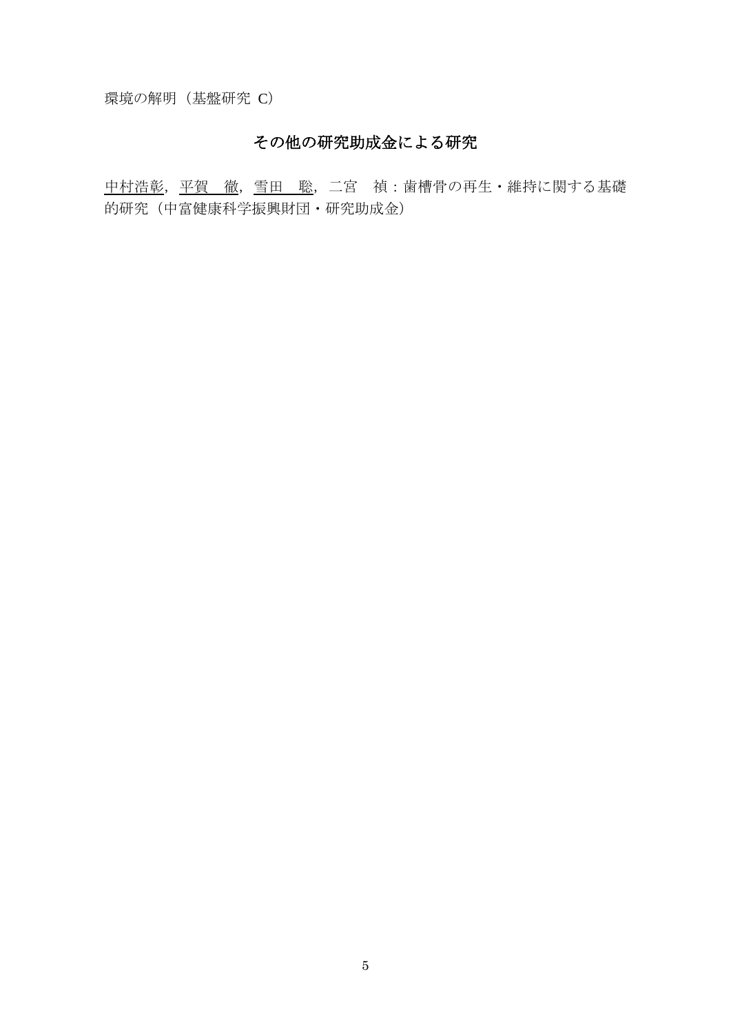環境の解明（基盤研究 C）

## その他の研究助成金による研究

中村浩彰，平賀　徹，雪田　聡，二宮　禎：歯槽骨の再生・維持に関する基礎的研究（中富健康科学振興財団・研究助成金）